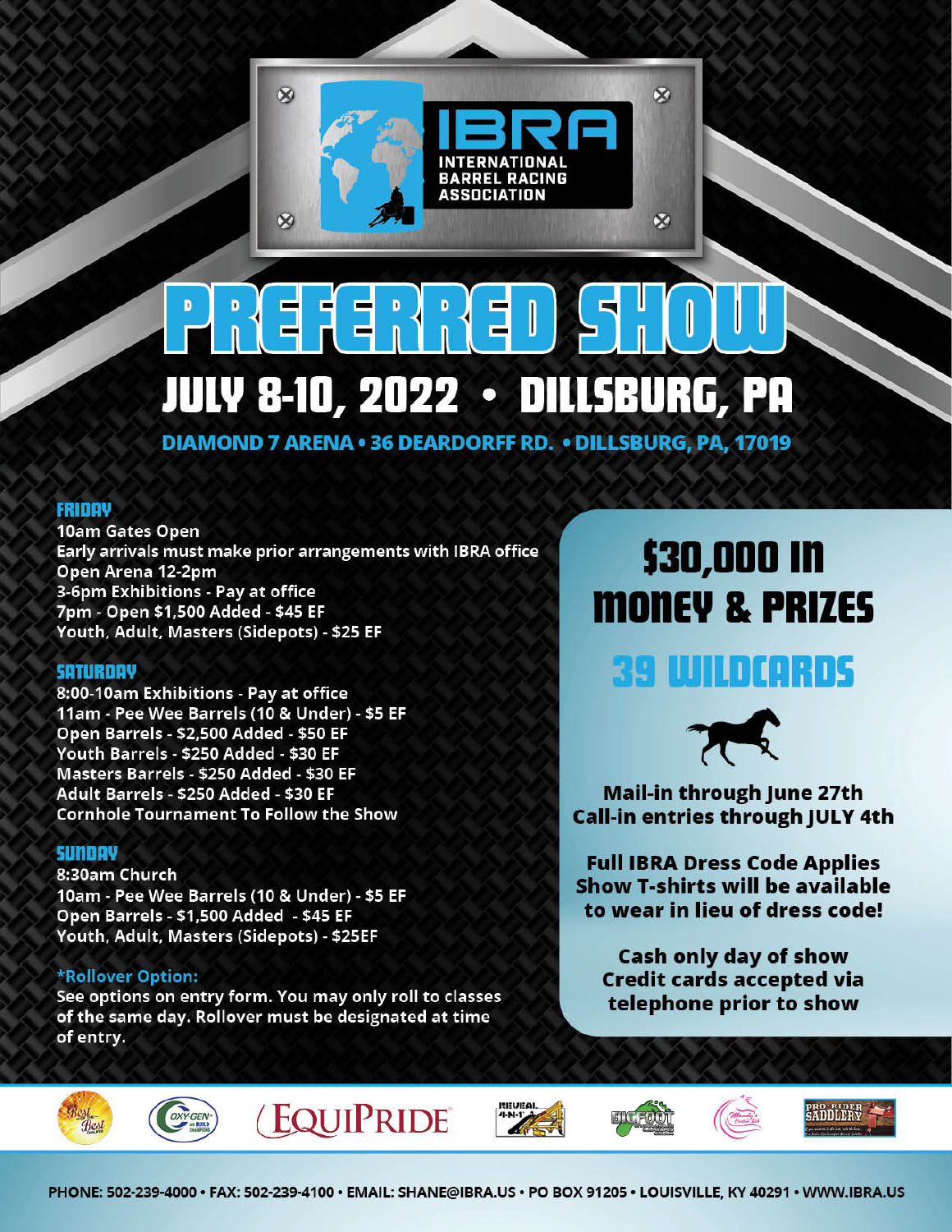# IBRA

INTERNATIONAL BARREL RACING ASSOCIATION

# PREFERRED SHOW

## JULY 8-10, 2022 • DILLSBURG, PA

**DIAMOND 7 ARENA • 36 DEARDORFF RD. • DILLSBURG, PA, 17019**

### FRIDAY

10am Gates Open
Early arrivals must make prior arrangements with IBRA office
Open Arena 12-2pm
3-6pm Exhibitions - Pay at office
7pm - Open $1,500 Added - $45 EF
Youth, Adult, Masters (Sidepots) - $25 EF

### SATURDAY

8:00-10am Exhibitions - Pay at office
11am - Pee Wee Barrels (10 & Under) - $5 EF
Open Barrels - $2,500 Added - $50 EF
Youth Barrels - $250 Added - $30 EF
Masters Barrels - $250 Added - $30 EF
Adult Barrels - $250 Added - $30 EF
Cornhole Tournament To Follow the Show

### SUNDAY

8:30am Church
10am - Pee Wee Barrels (10 & Under) - $5 EF
Open Barrels - $1,500 Added - $45 EF
Youth, Adult, Masters (Sidepots) - $25EF

**\*Rollover Option:**
See options on entry form. You may only roll to classes of the same day. Rollover must be designated at time of entry.

## $30,000 IN MONEY & PRIZES

## 39 WILDCARDS

**Mail-in through June 27th**
**Call-in entries through JULY 4th**

**Full IBRA Dress Code Applies**
**Show T-shirts will be available to wear in lieu of dress code!**

**Cash only day of show**
**Credit cards accepted via telephone prior to show**

EQUIPRIDE

PHONE: 502-239-4000 • FAX: 502-239-4100 • EMAIL: SHANE@IBRA.US • PO BOX 91205 • LOUISVILLE, KY 40291 • WWW.IBRA.US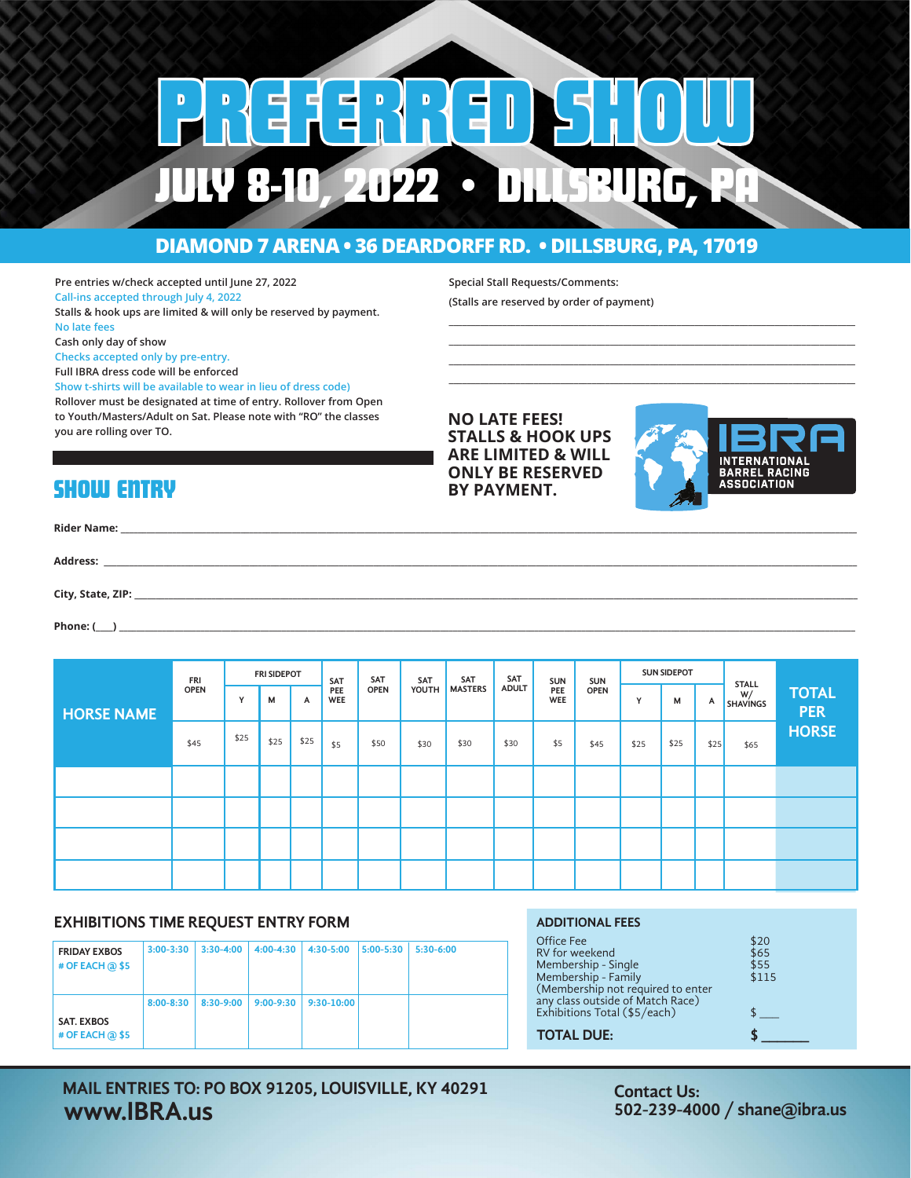# PREFERRED SHOW

## JULY 8-10, 2022 • DILLSBURG, PA

### DIAMOND 7 ARENA • 36 DEARDORFF RD. • DILLSBURG, PA, 17019

Pre entries w/check accepted until June 27, 2022
Call-ins accepted through July 4, 2022
Stalls & hook ups are limited & will only be reserved by payment.
No late fees
Cash only day of show
Checks accepted only by pre-entry.
Full IBRA dress code will be enforced
Show t-shirts will be available to wear in lieu of dress code)
Rollover must be designated at time of entry. Rollover from Open to Youth/Masters/Adult on Sat. Please note with "RO" the classes you are rolling over TO.

Special Stall Requests/Comments:

(Stalls are reserved by order of payment)

\_\_\_\_\_\_\_\_\_\_\_\_\_\_\_\_\_\_\_\_\_\_\_\_\_\_\_\_\_\_\_\_\_\_\_\_\_\_\_\_

\_\_\_\_\_\_\_\_\_\_\_\_\_\_\_\_\_\_\_\_\_\_\_\_\_\_\_\_\_\_\_\_\_\_\_\_\_\_\_\_

\_\_\_\_\_\_\_\_\_\_\_\_\_\_\_\_\_\_\_\_\_\_\_\_\_\_\_\_\_\_\_\_\_\_\_\_\_\_\_\_

\_\_\_\_\_\_\_\_\_\_\_\_\_\_\_\_\_\_\_\_\_\_\_\_\_\_\_\_\_\_\_\_\_\_\_\_\_\_\_\_

**NO LATE FEES! STALLS & HOOK UPS ARE LIMITED & WILL ONLY BE RESERVED BY PAYMENT.**

IBRA INTERNATIONAL BARREL RACING ASSOCIATION

## SHOW ENTRY

**Rider Name:** \_\_\_\_\_\_\_\_\_\_\_\_\_\_\_\_\_\_\_\_\_\_\_\_\_\_\_\_\_\_\_\_\_\_\_\_\_\_\_\_

**Address:** \_\_\_\_\_\_\_\_\_\_\_\_\_\_\_\_\_\_\_\_\_\_\_\_\_\_\_\_\_\_\_\_\_\_\_\_\_\_\_\_

**City, State, ZIP:** \_\_\_\_\_\_\_\_\_\_\_\_\_\_\_\_\_\_\_\_\_\_\_\_\_\_\_\_\_\_\_\_\_\_\_\_\_\_\_\_

**Phone: (\_\_\_)** \_\_\_\_\_\_\_\_\_\_\_\_\_\_\_\_\_\_\_\_\_\_\_\_\_\_\_\_\_\_\_\_\_\_\_\_\_\_\_\_

| HORSE NAME | FRI OPEN | FRI SIDEPOT | | | SAT PEE WEE | SAT OPEN | SAT YOUTH | SAT MASTERS | SAT ADULT | SUN PEE WEE | SUN OPEN | SUN SIDEPOT | | | STALL W/ SHAVINGS | TOTAL PER HORSE |
|---|---|---|---|---|---|---|---|---|---|---|---|---|---|---|---|---|
| | | Y | M | A | | | | | | | | Y | M | A | | |
| | $45 | $25 | $25 | $25 | $5 | $50 | $30 | $30 | $30 | $5 | $45 | $25 | $25 | $25 | $65 | |
| | | | | | | | | | | | | | | | | |
| | | | | | | | | | | | | | | | | |
| | | | | | | | | | | | | | | | | |
| | | | | | | | | | | | | | | | | |

### EXHIBITIONS TIME REQUEST ENTRY FORM

| FRIDAY EXBOS # OF EACH @ $5 | 3:00-3:30 | 3:30-4:00 | 4:00-4:30 | 4:30-5:00 | 5:00-5:30 | 5:30-6:00 |
|---|---|---|---|---|---|---|
| SAT. EXBOS # OF EACH @ $5 | 8:00-8:30 | 8:30-9:00 | 9:00-9:30 | 9:30-10:00 | | |

### ADDITIONAL FEES

| | |
|---|---|
| Office Fee | $20 |
| RV for weekend | $65 |
| Membership - Single | $55 |
| Membership - Family | $115 |
| (Membership not required to enter any class outside of Match Race) | |
| Exhibitions Total ($5/each) | $ \_\_\_ |
| **TOTAL DUE:** | **$ \_\_\_\_\_\_** |

**MAIL ENTRIES TO: PO BOX 91205, LOUISVILLE, KY 40291**
**www.IBRA.us**

**Contact Us:**
**502-239-4000 / shane@ibra.us**